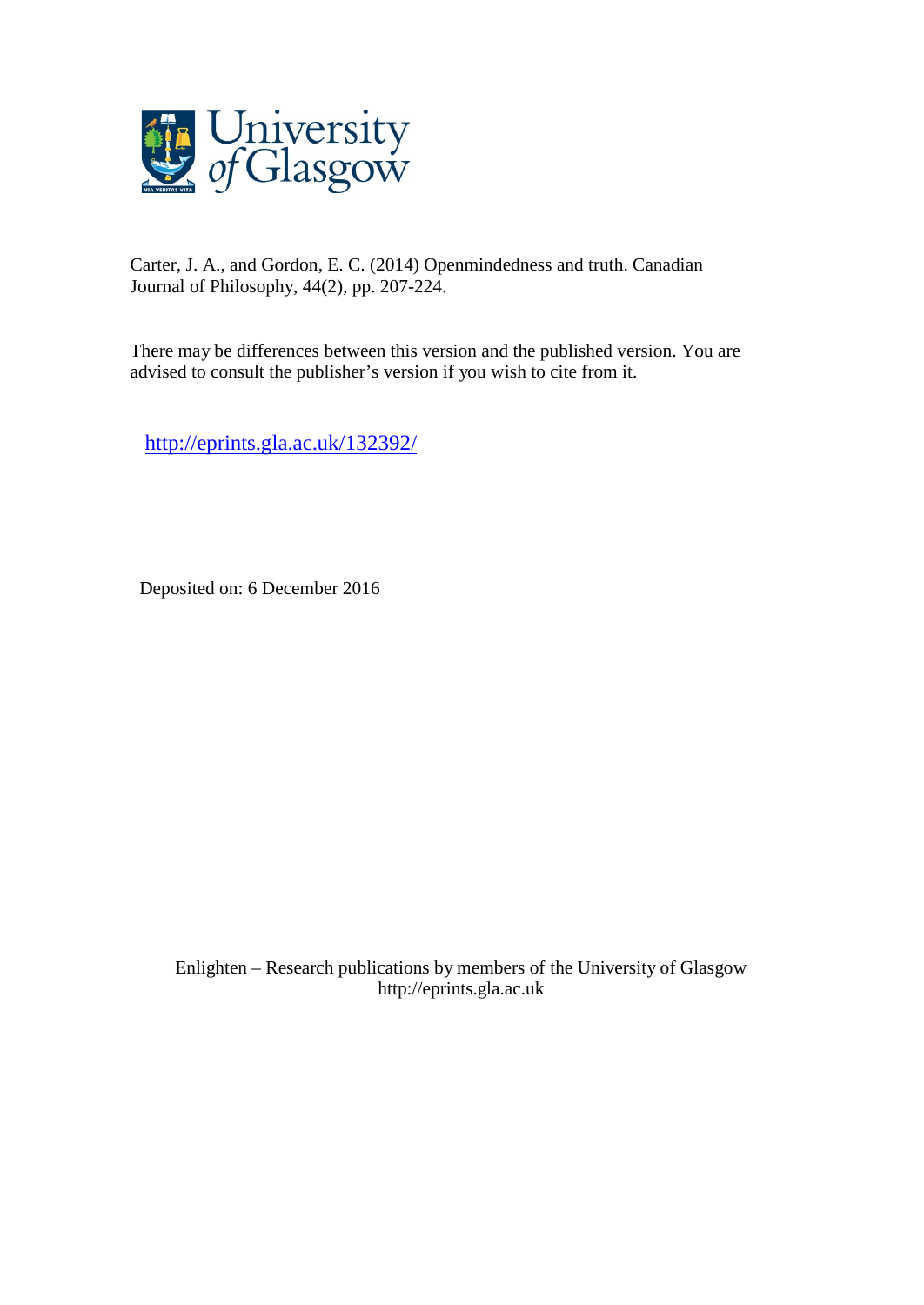Carter, J. A., and Gordon, E. C. (2014) Openmindedness and truth. Canadian Journal of Philosophy, 44(2), pp. 207-224.

There may be differences between this version and the published version. You are advised to consult the publisher's version if you wish to cite from it.

http://eprints.gla.ac.uk/132392/

Deposited on: 6 December 2016

Enlighten – Research publications by members of the University of Glasgow
http://eprints.gla.ac.uk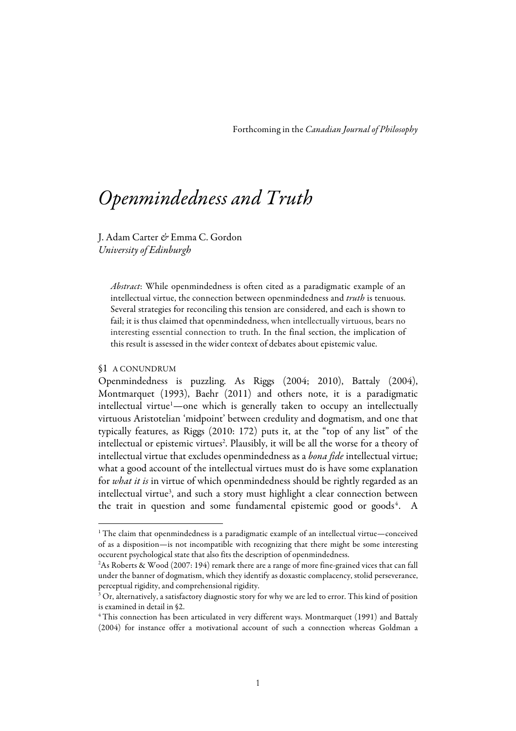Forthcoming in the *Canadian Journal of Philosophy*

# *Openmindedness and Truth*

J. Adam Carter & Emma C. Gordon
*University of Edinburgh*

> *Abstract*: While openmindedness is often cited as a paradigmatic example of an intellectual virtue, the connection between openmindedness and *truth* is tenuous. Several strategies for reconciling this tension are considered, and each is shown to fail; it is thus claimed that openmindedness, when intellectually virtuous, bears no interesting essential connection to truth. In the final section, the implication of this result is assessed in the wider context of debates about epistemic value.

## §1 A CONUNDRUM

Openmindedness is puzzling. As Riggs (2004; 2010), Battaly (2004), Montmarquet (1993), Baehr (2011) and others note, it is a paradigmatic intellectual virtue[1]—one which is generally taken to occupy an intellectually virtuous Aristotelian 'midpoint' between credulity and dogmatism, and one that typically features, as Riggs (2010: 172) puts it, at the "top of any list" of the intellectual or epistemic virtues[2]. Plausibly, it will be all the worse for a theory of intellectual virtue that excludes openmindedness as a *bona fide* intellectual virtue; what a good account of the intellectual virtues must do is have some explanation for *what it is* in virtue of which openmindedness should be rightly regarded as an intellectual virtue[3], and such a story must highlight a clear connection between the trait in question and some fundamental epistemic good or goods[4]. A

---

[1] The claim that openmindedness is a paradigmatic example of an intellectual virtue—conceived of as a disposition—is not incompatible with recognizing that there might be some interesting occurent psychological state that also fits the description of openmindedness.

[2] As Roberts & Wood (2007: 194) remark there are a range of more fine-grained vices that can fall under the banner of dogmatism, which they identify as doxastic complacency, stolid perseverance, perceptual rigidity, and comprehensional rigidity.

[3] Or, alternatively, a satisfactory diagnostic story for why we are led to error. This kind of position is examined in detail in §2.

[4] This connection has been articulated in very different ways. Montmarquet (1991) and Battaly (2004) for instance offer a motivational account of such a connection whereas Goldman a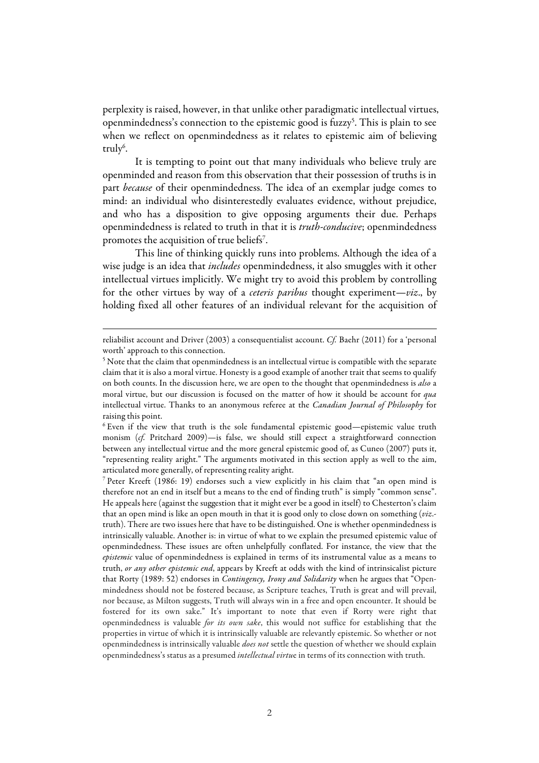perplexity is raised, however, in that unlike other paradigmatic intellectual virtues, openmindedness's connection to the epistemic good is fuzzy[5]. This is plain to see when we reflect on openmindedness as it relates to epistemic aim of believing truly[6].

It is tempting to point out that many individuals who believe truly are openminded and reason from this observation that their possession of truths is in part *because* of their openmindedness. The idea of an exemplar judge comes to mind: an individual who disinterestedly evaluates evidence, without prejudice, and who has a disposition to give opposing arguments their due. Perhaps openmindedness is related to truth in that it is *truth-conducive*; openmindedness promotes the acquisition of true beliefs[7].

This line of thinking quickly runs into problems. Although the idea of a wise judge is an idea that *includes* openmindedness, it also smuggles with it other intellectual virtues implicitly. We might try to avoid this problem by controlling for the other virtues by way of a *ceteris paribus* thought experiment—*viz*., by holding fixed all other features of an individual relevant for the acquisition of

---

reliabilist account and Driver (2003) a consequentialist account. *Cf.* Baehr (2011) for a 'personal worth' approach to this connection.

[5] Note that the claim that openmindedness is an intellectual virtue is compatible with the separate claim that it is also a moral virtue. Honesty is a good example of another trait that seems to qualify on both counts. In the discussion here, we are open to the thought that openmindedness is *also* a moral virtue, but our discussion is focused on the matter of how it should be account for *qua* intellectual virtue. Thanks to an anonymous referee at the *Canadian Journal of Philosophy* for raising this point.

[6] Even if the view that truth is the sole fundamental epistemic good—epistemic value truth monism (*cf.* Pritchard 2009)—is false, we should still expect a straightforward connection between any intellectual virtue and the more general epistemic good of, as Cuneo (2007) puts it, "representing reality aright." The arguments motivated in this section apply as well to the aim, articulated more generally, of representing reality aright.

[7] Peter Kreeft (1986: 19) endorses such a view explicitly in his claim that "an open mind is therefore not an end in itself but a means to the end of finding truth" is simply "common sense". He appeals here (against the suggestion that it might ever be a good in itself) to Chesterton's claim that an open mind is like an open mouth in that it is good only to close down on something (*viz.*-truth). There are two issues here that have to be distinguished. One is whether openmindedness is intrinsically valuable. Another is: in virtue of what to we explain the presumed epistemic value of openmindedness. These issues are often unhelpfully conflated. For instance, the view that the *epistemic* value of openmindedness is explained in terms of its instrumental value as a means to truth, *or any other epistemic end*, appears by Kreeft at odds with the kind of intrinsicalist picture that Rorty (1989: 52) endorses in *Contingency, Irony and Solidarity* when he argues that "Openmindedness should not be fostered because, as Scripture teaches, Truth is great and will prevail, nor because, as Milton suggests, Truth will always win in a free and open encounter. It should be fostered for its own sake." It's important to note that even if Rorty were right that openmindedness is valuable *for its own sake*, this would not suffice for establishing that the properties in virtue of which it is intrinsically valuable are relevantly epistemic. So whether or not openmindedness is intrinsically valuable *does not* settle the question of whether we should explain openmindedness's status as a presumed *intellectual virtue* in terms of its connection with truth.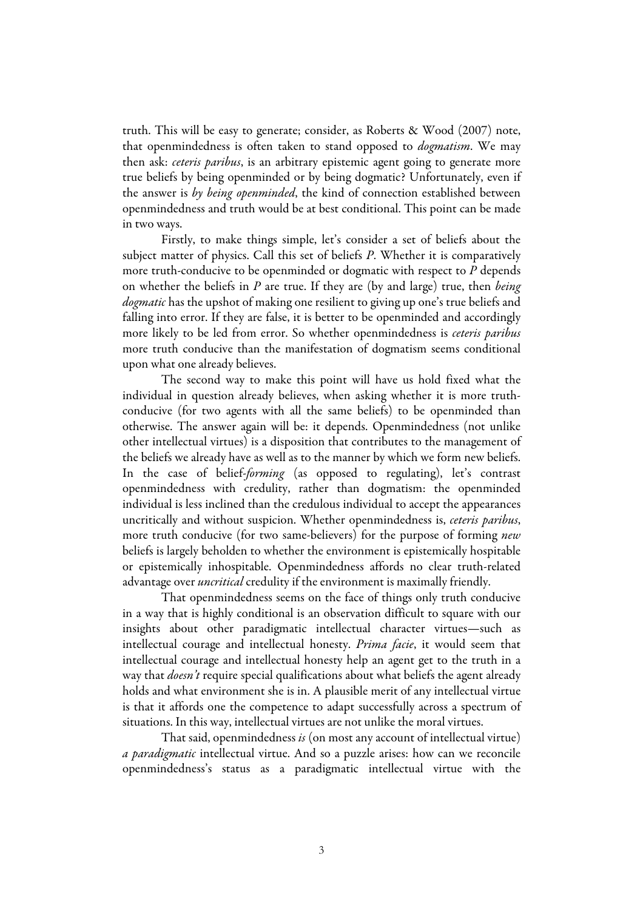truth. This will be easy to generate; consider, as Roberts & Wood (2007) note, that openmindedness is often taken to stand opposed to *dogmatism*. We may then ask: *ceteris paribus*, is an arbitrary epistemic agent going to generate more true beliefs by being openminded or by being dogmatic? Unfortunately, even if the answer is *by being openminded*, the kind of connection established between openmindedness and truth would be at best conditional. This point can be made in two ways.

Firstly, to make things simple, let's consider a set of beliefs about the subject matter of physics. Call this set of beliefs *P*. Whether it is comparatively more truth-conducive to be openminded or dogmatic with respect to *P* depends on whether the beliefs in *P* are true. If they are (by and large) true, then *being dogmatic* has the upshot of making one resilient to giving up one's true beliefs and falling into error. If they are false, it is better to be openminded and accordingly more likely to be led from error. So whether openmindedness is *ceteris paribus* more truth conducive than the manifestation of dogmatism seems conditional upon what one already believes.

The second way to make this point will have us hold fixed what the individual in question already believes, when asking whether it is more truth-conducive (for two agents with all the same beliefs) to be openminded than otherwise. The answer again will be: it depends. Openmindedness (not unlike other intellectual virtues) is a disposition that contributes to the management of the beliefs we already have as well as to the manner by which we form new beliefs. In the case of belief-*forming* (as opposed to regulating), let's contrast openmindedness with credulity, rather than dogmatism: the openminded individual is less inclined than the credulous individual to accept the appearances uncritically and without suspicion. Whether openmindedness is, *ceteris paribus*, more truth conducive (for two same-believers) for the purpose of forming *new* beliefs is largely beholden to whether the environment is epistemically hospitable or epistemically inhospitable. Openmindedness affords no clear truth-related advantage over *uncritical* credulity if the environment is maximally friendly.

That openmindedness seems on the face of things only truth conducive in a way that is highly conditional is an observation difficult to square with our insights about other paradigmatic intellectual character virtues—such as intellectual courage and intellectual honesty. *Prima facie*, it would seem that intellectual courage and intellectual honesty help an agent get to the truth in a way that *doesn't* require special qualifications about what beliefs the agent already holds and what environment she is in. A plausible merit of any intellectual virtue is that it affords one the competence to adapt successfully across a spectrum of situations. In this way, intellectual virtues are not unlike the moral virtues.

That said, openmindedness *is* (on most any account of intellectual virtue) *a paradigmatic* intellectual virtue. And so a puzzle arises: how can we reconcile openmindedness's status as a paradigmatic intellectual virtue with the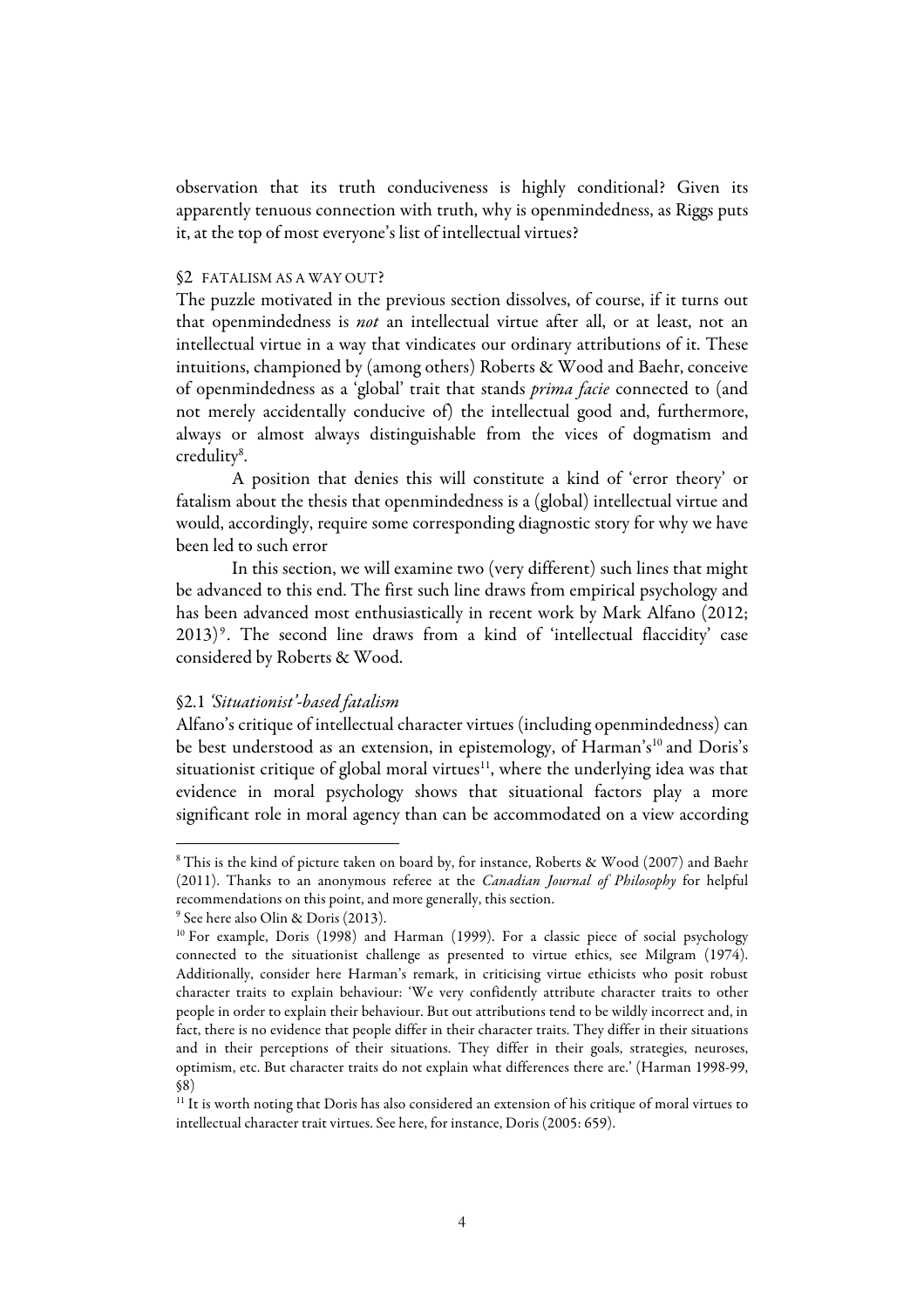observation that its truth conduciveness is highly conditional? Given its apparently tenuous connection with truth, why is openmindedness, as Riggs puts it, at the top of most everyone's list of intellectual virtues?

## §2 FATALISM AS A WAY OUT?

The puzzle motivated in the previous section dissolves, of course, if it turns out that openmindedness is *not* an intellectual virtue after all, or at least, not an intellectual virtue in a way that vindicates our ordinary attributions of it. These intuitions, championed by (among others) Roberts & Wood and Baehr, conceive of openmindedness as a 'global' trait that stands *prima facie* connected to (and not merely accidentally conducive of) the intellectual good and, furthermore, always or almost always distinguishable from the vices of dogmatism and credulity[8].

A position that denies this will constitute a kind of 'error theory' or fatalism about the thesis that openmindedness is a (global) intellectual virtue and would, accordingly, require some corresponding diagnostic story for why we have been led to such error

In this section, we will examine two (very different) such lines that might be advanced to this end. The first such line draws from empirical psychology and has been advanced most enthusiastically in recent work by Mark Alfano (2012; 2013)[9]. The second line draws from a kind of 'intellectual flaccidity' case considered by Roberts & Wood.

### §2.1 *'Situationist'-based fatalism*

Alfano's critique of intellectual character virtues (including openmindedness) can be best understood as an extension, in epistemology, of Harman's[10] and Doris's situationist critique of global moral virtues[11], where the underlying idea was that evidence in moral psychology shows that situational factors play a more significant role in moral agency than can be accommodated on a view according

---

[8] This is the kind of picture taken on board by, for instance, Roberts & Wood (2007) and Baehr (2011). Thanks to an anonymous referee at the *Canadian Journal of Philosophy* for helpful recommendations on this point, and more generally, this section.

[9] See here also Olin & Doris (2013).

[10] For example, Doris (1998) and Harman (1999). For a classic piece of social psychology connected to the situationist challenge as presented to virtue ethics, see Milgram (1974). Additionally, consider here Harman's remark, in criticising virtue ethicists who posit robust character traits to explain behaviour: 'We very confidently attribute character traits to other people in order to explain their behaviour. But out attributions tend to be wildly incorrect and, in fact, there is no evidence that people differ in their character traits. They differ in their situations and in their perceptions of their situations. They differ in their goals, strategies, neuroses, optimism, etc. But character traits do not explain what differences there are.' (Harman 1998-99, §8)

[11] It is worth noting that Doris has also considered an extension of his critique of moral virtues to intellectual character trait virtues. See here, for instance, Doris (2005: 659).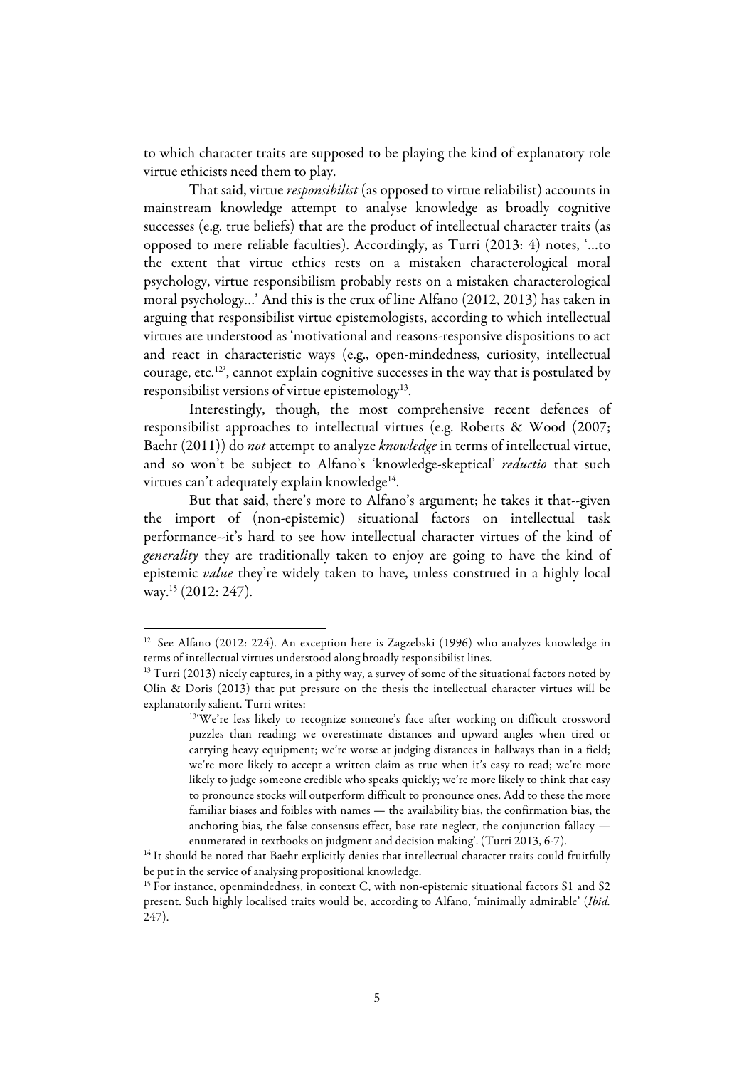to which character traits are supposed to be playing the kind of explanatory role virtue ethicists need them to play.

That said, virtue *responsibilist* (as opposed to virtue reliabilist) accounts in mainstream knowledge attempt to analyse knowledge as broadly cognitive successes (e.g. true beliefs) that are the product of intellectual character traits (as opposed to mere reliable faculties). Accordingly, as Turri (2013: 4) notes, '…to the extent that virtue ethics rests on a mistaken characterological moral psychology, virtue responsibilism probably rests on a mistaken characterological moral psychology…' And this is the crux of line Alfano (2012, 2013) has taken in arguing that responsibilist virtue epistemologists, according to which intellectual virtues are understood as 'motivational and reasons-responsive dispositions to act and react in characteristic ways (e.g., open-mindedness, curiosity, intellectual courage, etc.[12]', cannot explain cognitive successes in the way that is postulated by responsibilist versions of virtue epistemology[13].

Interestingly, though, the most comprehensive recent defences of responsibilist approaches to intellectual virtues (e.g. Roberts & Wood (2007; Baehr (2011)) do *not* attempt to analyze *knowledge* in terms of intellectual virtue, and so won't be subject to Alfano's 'knowledge-skeptical' *reductio* that such virtues can't adequately explain knowledge[14].

But that said, there's more to Alfano's argument; he takes it that--given the import of (non-epistemic) situational factors on intellectual task performance--it's hard to see how intellectual character virtues of the kind of *generality* they are traditionally taken to enjoy are going to have the kind of epistemic *value* they're widely taken to have, unless construed in a highly local way.[15] (2012: 247).

---

[12] See Alfano (2012: 224). An exception here is Zagzebski (1996) who analyzes knowledge in terms of intellectual virtues understood along broadly responsibilist lines.

[13] Turri (2013) nicely captures, in a pithy way, a survey of some of the situational factors noted by Olin & Doris (2013) that put pressure on the thesis the intellectual character virtues will be explanatorily salient. Turri writes:

> [13]'We're less likely to recognize someone's face after working on difficult crossword puzzles than reading; we overestimate distances and upward angles when tired or carrying heavy equipment; we're worse at judging distances in hallways than in a field; we're more likely to accept a written claim as true when it's easy to read; we're more likely to judge someone credible who speaks quickly; we're more likely to think that easy to pronounce stocks will outperform difficult to pronounce ones. Add to these the more familiar biases and foibles with names — the availability bias, the confirmation bias, the anchoring bias, the false consensus effect, base rate neglect, the conjunction fallacy — enumerated in textbooks on judgment and decision making'. (Turri 2013, 6-7).

[14] It should be noted that Baehr explicitly denies that intellectual character traits could fruitfully be put in the service of analysing propositional knowledge.

[15] For instance, openmindedness, in context C, with non-epistemic situational factors S1 and S2 present. Such highly localised traits would be, according to Alfano, 'minimally admirable' (*Ibid.* 247).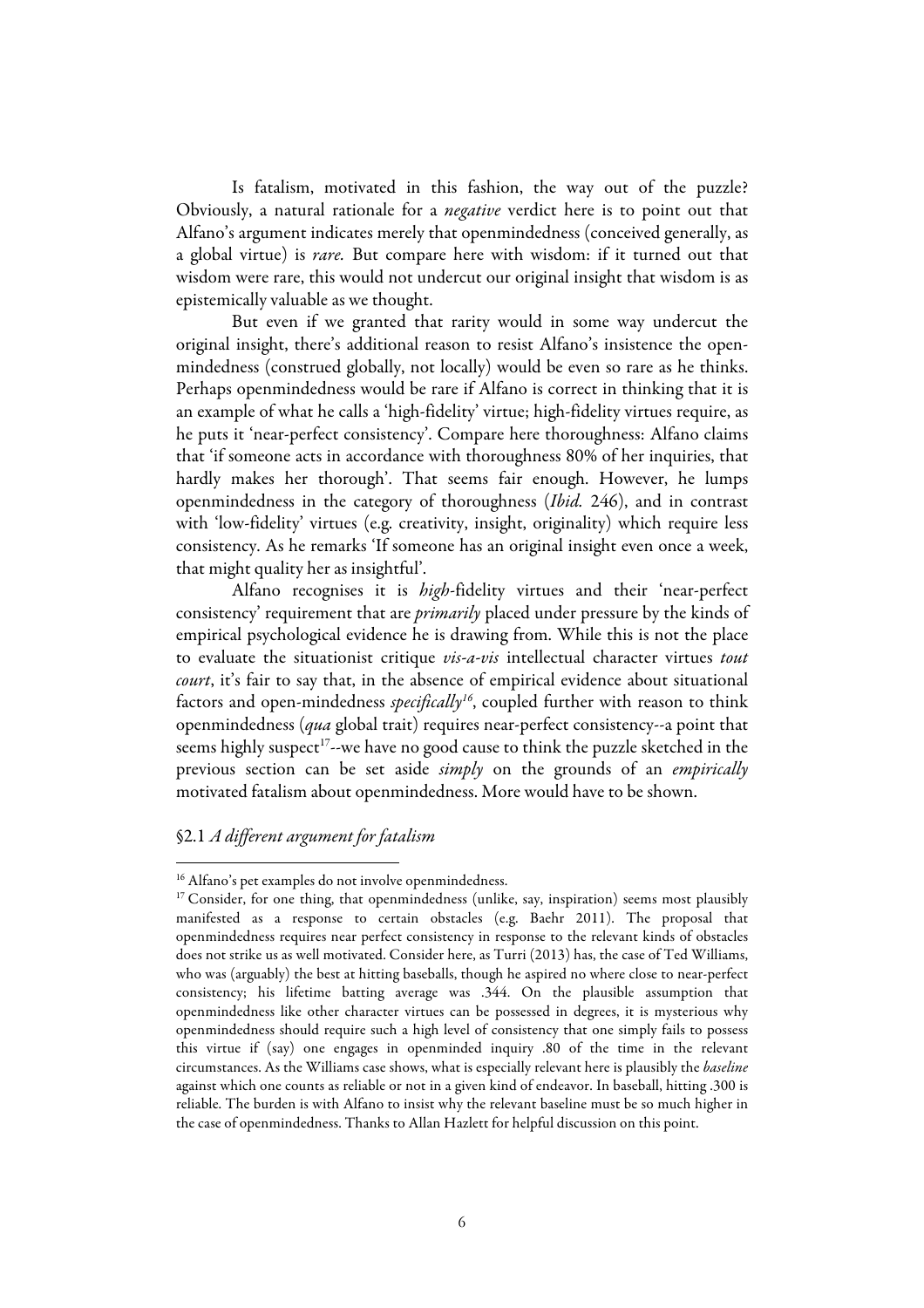Is fatalism, motivated in this fashion, the way out of the puzzle? Obviously, a natural rationale for a *negative* verdict here is to point out that Alfano's argument indicates merely that openmindedness (conceived generally, as a global virtue) is *rare.* But compare here with wisdom: if it turned out that wisdom were rare, this would not undercut our original insight that wisdom is as epistemically valuable as we thought.

But even if we granted that rarity would in some way undercut the original insight, there's additional reason to resist Alfano's insistence the open-mindedness (construed globally, not locally) would be even so rare as he thinks. Perhaps openmindedness would be rare if Alfano is correct in thinking that it is an example of what he calls a 'high-fidelity' virtue; high-fidelity virtues require, as he puts it 'near-perfect consistency'. Compare here thoroughness: Alfano claims that 'if someone acts in accordance with thoroughness 80% of her inquiries, that hardly makes her thorough'. That seems fair enough. However, he lumps openmindedness in the category of thoroughness (*Ibid.* 246), and in contrast with 'low-fidelity' virtues (e.g. creativity, insight, originality) which require less consistency. As he remarks 'If someone has an original insight even once a week, that might quality her as insightful'.

Alfano recognises it is *high*-fidelity virtues and their 'near-perfect consistency' requirement that are *primarily* placed under pressure by the kinds of empirical psychological evidence he is drawing from. While this is not the place to evaluate the situationist critique *vis-a-vis* intellectual character virtues *tout court*, it's fair to say that, in the absence of empirical evidence about situational factors and open-mindedness *specifically*[16], coupled further with reason to think openmindedness (*qua* global trait) requires near-perfect consistency--a point that seems highly suspect[17]--we have no good cause to think the puzzle sketched in the previous section can be set aside *simply* on the grounds of an *empirically* motivated fatalism about openmindedness. More would have to be shown.

## §2.1 *A different argument for fatalism*

---

[16] Alfano's pet examples do not involve openmindedness.

[17] Consider, for one thing, that openmindedness (unlike, say, inspiration) seems most plausibly manifested as a response to certain obstacles (e.g. Baehr 2011). The proposal that openmindedness requires near perfect consistency in response to the relevant kinds of obstacles does not strike us as well motivated. Consider here, as Turri (2013) has, the case of Ted Williams, who was (arguably) the best at hitting baseballs, though he aspired no where close to near-perfect consistency; his lifetime batting average was .344. On the plausible assumption that openmindedness like other character virtues can be possessed in degrees, it is mysterious why openmindedness should require such a high level of consistency that one simply fails to possess this virtue if (say) one engages in openminded inquiry .80 of the time in the relevant circumstances. As the Williams case shows, what is especially relevant here is plausibly the *baseline* against which one counts as reliable or not in a given kind of endeavor. In baseball, hitting .300 is reliable. The burden is with Alfano to insist why the relevant baseline must be so much higher in the case of openmindedness. Thanks to Allan Hazlett for helpful discussion on this point.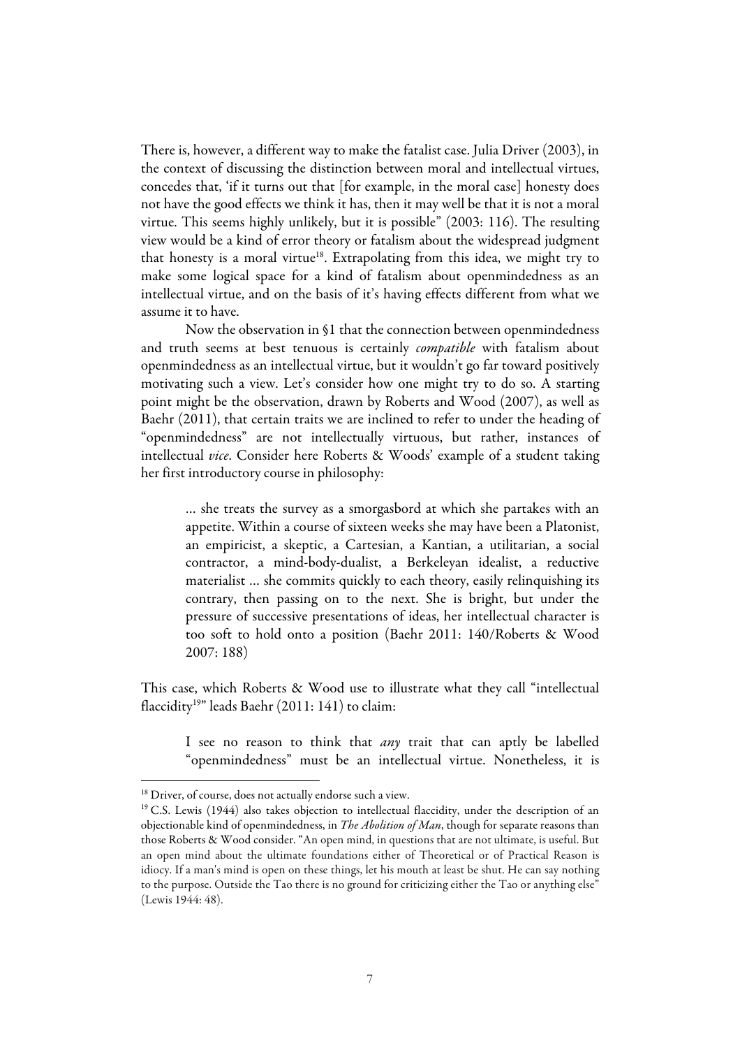There is, however, a different way to make the fatalist case. Julia Driver (2003), in the context of discussing the distinction between moral and intellectual virtues, concedes that, 'if it turns out that [for example, in the moral case] honesty does not have the good effects we think it has, then it may well be that it is not a moral virtue. This seems highly unlikely, but it is possible" (2003: 116). The resulting view would be a kind of error theory or fatalism about the widespread judgment that honesty is a moral virtue[18]. Extrapolating from this idea, we might try to make some logical space for a kind of fatalism about openmindedness as an intellectual virtue, and on the basis of it's having effects different from what we assume it to have.

Now the observation in §1 that the connection between openmindedness and truth seems at best tenuous is certainly *compatible* with fatalism about openmindedness as an intellectual virtue, but it wouldn't go far toward positively motivating such a view. Let's consider how one might try to do so. A starting point might be the observation, drawn by Roberts and Wood (2007), as well as Baehr (2011), that certain traits we are inclined to refer to under the heading of "openmindedness" are not intellectually virtuous, but rather, instances of intellectual *vice*. Consider here Roberts & Woods' example of a student taking her first introductory course in philosophy:

> … she treats the survey as a smorgasbord at which she partakes with an appetite. Within a course of sixteen weeks she may have been a Platonist, an empiricist, a skeptic, a Cartesian, a Kantian, a utilitarian, a social contractor, a mind-body-dualist, a Berkeleyan idealist, a reductive materialist … she commits quickly to each theory, easily relinquishing its contrary, then passing on to the next. She is bright, but under the pressure of successive presentations of ideas, her intellectual character is too soft to hold onto a position (Baehr 2011: 140/Roberts & Wood 2007: 188)

This case, which Roberts & Wood use to illustrate what they call "intellectual flaccidity[19]" leads Baehr (2011: 141) to claim:

> I see no reason to think that *any* trait that can aptly be labelled "openmindedness" must be an intellectual virtue. Nonetheless, it is

[18] Driver, of course, does not actually endorse such a view.

[19] C.S. Lewis (1944) also takes objection to intellectual flaccidity, under the description of an objectionable kind of openmindedness, in *The Abolition of Man*, though for separate reasons than those Roberts & Wood consider. "An open mind, in questions that are not ultimate, is useful. But an open mind about the ultimate foundations either of Theoretical or of Practical Reason is idiocy. If a man's mind is open on these things, let his mouth at least be shut. He can say nothing to the purpose. Outside the Tao there is no ground for criticizing either the Tao or anything else" (Lewis 1944: 48).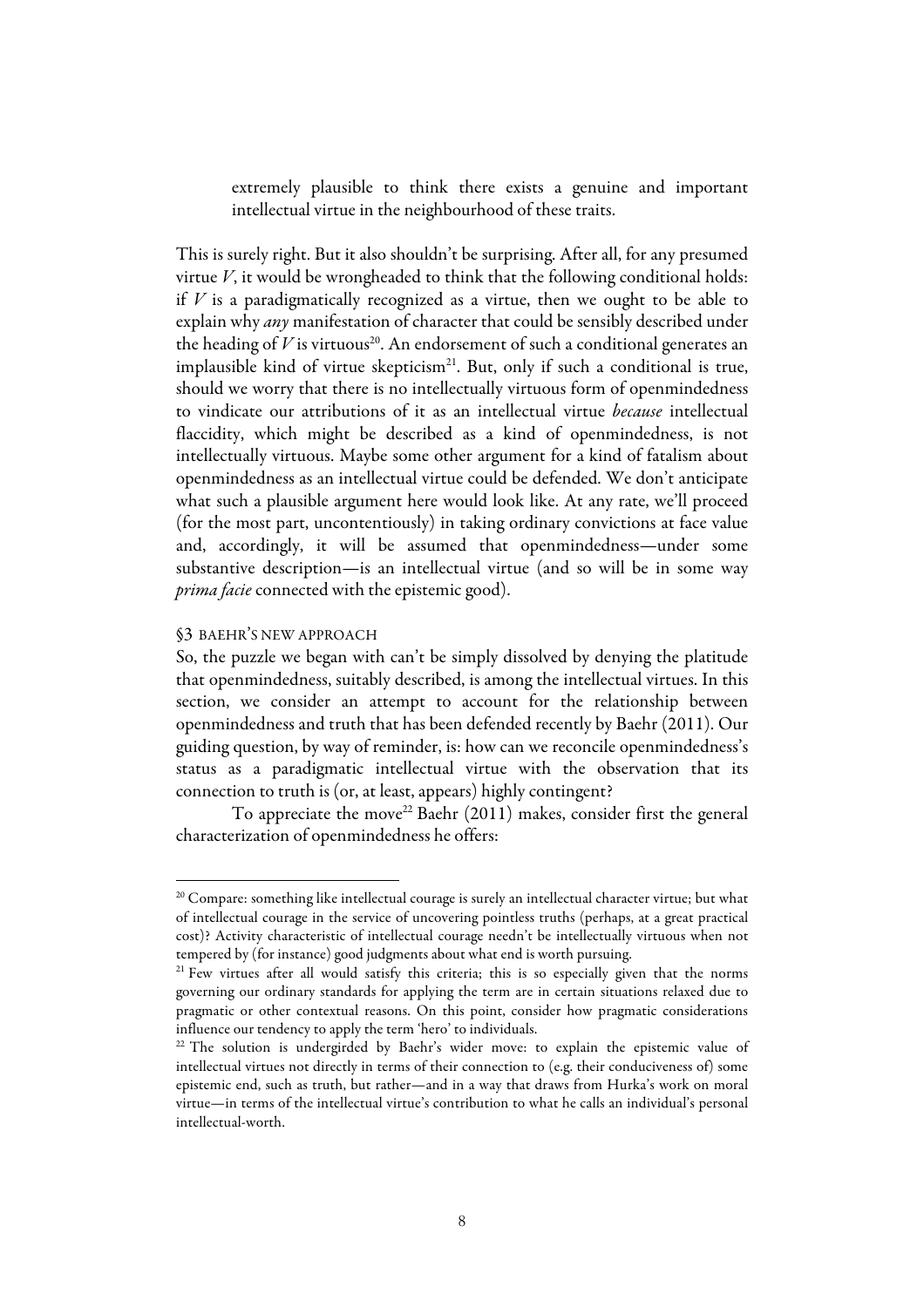> extremely plausible to think there exists a genuine and important intellectual virtue in the neighbourhood of these traits.

This is surely right. But it also shouldn't be surprising. After all, for any presumed virtue $V$, it would be wrongheaded to think that the following conditional holds: if $V$ is a paradigmatically recognized as a virtue, then we ought to be able to explain why *any* manifestation of character that could be sensibly described under the heading of $V$ is virtuous[20]. An endorsement of such a conditional generates an implausible kind of virtue skepticism[21]. But, only if such a conditional is true, should we worry that there is no intellectually virtuous form of openmindedness to vindicate our attributions of it as an intellectual virtue *because* intellectual flaccidity, which might be described as a kind of openmindedness, is not intellectually virtuous. Maybe some other argument for a kind of fatalism about openmindedness as an intellectual virtue could be defended. We don't anticipate what such a plausible argument here would look like. At any rate, we'll proceed (for the most part, uncontentiously) in taking ordinary convictions at face value and, accordingly, it will be assumed that openmindedness—under some substantive description—is an intellectual virtue (and so will be in some way *prima facie* connected with the epistemic good).

## §3 BAEHR'S NEW APPROACH

So, the puzzle we began with can't be simply dissolved by denying the platitude that openmindedness, suitably described, is among the intellectual virtues. In this section, we consider an attempt to account for the relationship between openmindedness and truth that has been defended recently by Baehr (2011). Our guiding question, by way of reminder, is: how can we reconcile openmindedness's status as a paradigmatic intellectual virtue with the observation that its connection to truth is (or, at least, appears) highly contingent?

To appreciate the move[22] Baehr (2011) makes, consider first the general characterization of openmindedness he offers:

---

[20] Compare: something like intellectual courage is surely an intellectual character virtue; but what of intellectual courage in the service of uncovering pointless truths (perhaps, at a great practical cost)? Activity characteristic of intellectual courage needn't be intellectually virtuous when not tempered by (for instance) good judgments about what end is worth pursuing.

[21] Few virtues after all would satisfy this criteria; this is so especially given that the norms governing our ordinary standards for applying the term are in certain situations relaxed due to pragmatic or other contextual reasons. On this point, consider how pragmatic considerations influence our tendency to apply the term 'hero' to individuals.

[22] The solution is undergirded by Baehr's wider move: to explain the epistemic value of intellectual virtues not directly in terms of their connection to (e.g. their conduciveness of) some epistemic end, such as truth, but rather—and in a way that draws from Hurka's work on moral virtue—in terms of the intellectual virtue's contribution to what he calls an individual's personal intellectual-worth.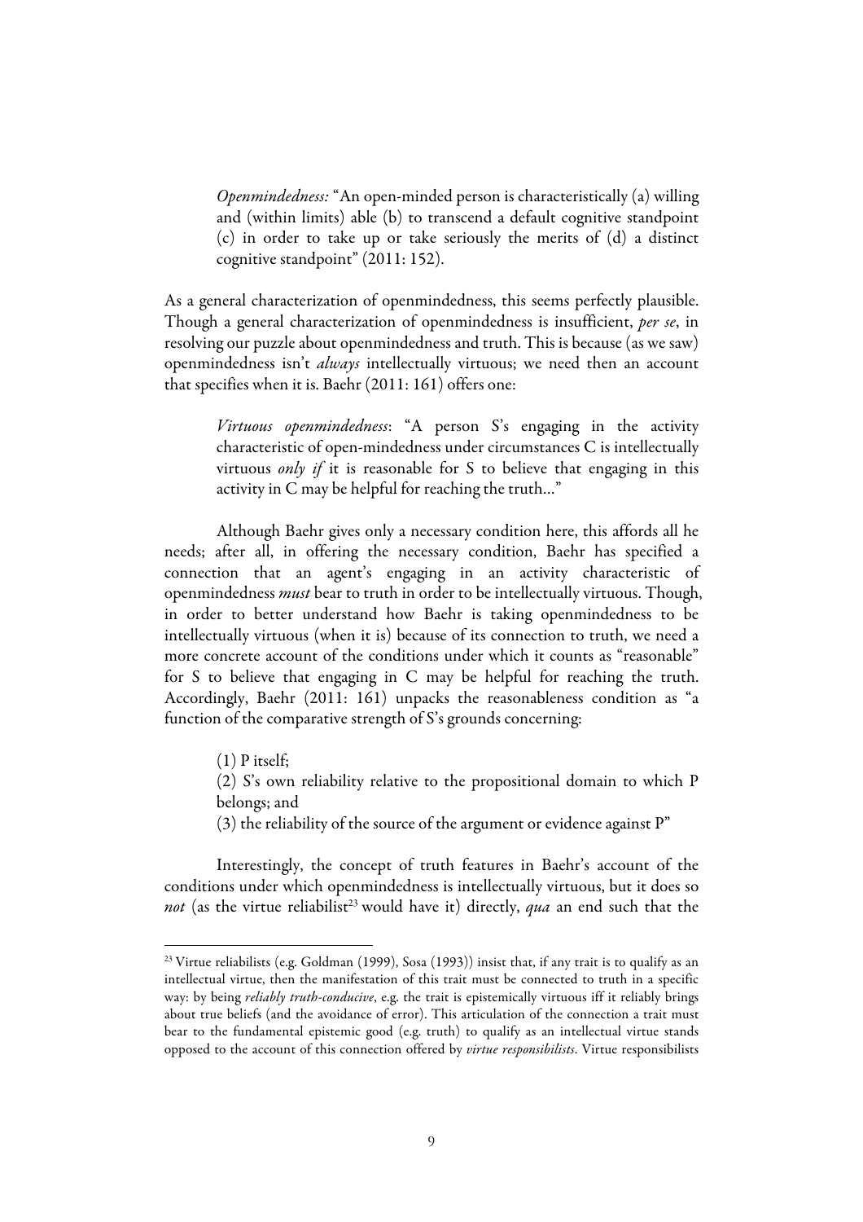> *Openmindedness:* "An open-minded person is characteristically (a) willing and (within limits) able (b) to transcend a default cognitive standpoint (c) in order to take up or take seriously the merits of (d) a distinct cognitive standpoint" (2011: 152).

As a general characterization of openmindedness, this seems perfectly plausible. Though a general characterization of openmindedness is insufficient, *per se*, in resolving our puzzle about openmindedness and truth. This is because (as we saw) openmindedness isn't *always* intellectually virtuous; we need then an account that specifies when it is. Baehr (2011: 161) offers one:

> *Virtuous openmindedness*: "A person S's engaging in the activity characteristic of open-mindedness under circumstances C is intellectually virtuous *only if* it is reasonable for S to believe that engaging in this activity in C may be helpful for reaching the truth…"

Although Baehr gives only a necessary condition here, this affords all he needs; after all, in offering the necessary condition, Baehr has specified a connection that an agent's engaging in an activity characteristic of openmindedness *must* bear to truth in order to be intellectually virtuous. Though, in order to better understand how Baehr is taking openmindedness to be intellectually virtuous (when it is) because of its connection to truth, we need a more concrete account of the conditions under which it counts as "reasonable" for S to believe that engaging in C may be helpful for reaching the truth. Accordingly, Baehr (2011: 161) unpacks the reasonableness condition as "a function of the comparative strength of S's grounds concerning:

> (1) P itself;
>
> (2) S's own reliability relative to the propositional domain to which P belongs; and
>
> (3) the reliability of the source of the argument or evidence against P"

Interestingly, the concept of truth features in Baehr's account of the conditions under which openmindedness is intellectually virtuous, but it does so *not* (as the virtue reliabilist[23] would have it) directly, *qua* an end such that the

[23] Virtue reliabilists (e.g. Goldman (1999), Sosa (1993)) insist that, if any trait is to qualify as an intellectual virtue, then the manifestation of this trait must be connected to truth in a specific way: by being *reliably truth-conducive*, e.g. the trait is epistemically virtuous iff it reliably brings about true beliefs (and the avoidance of error). This articulation of the connection a trait must bear to the fundamental epistemic good (e.g. truth) to qualify as an intellectual virtue stands opposed to the account of this connection offered by *virtue responsibilists*. Virtue responsibilists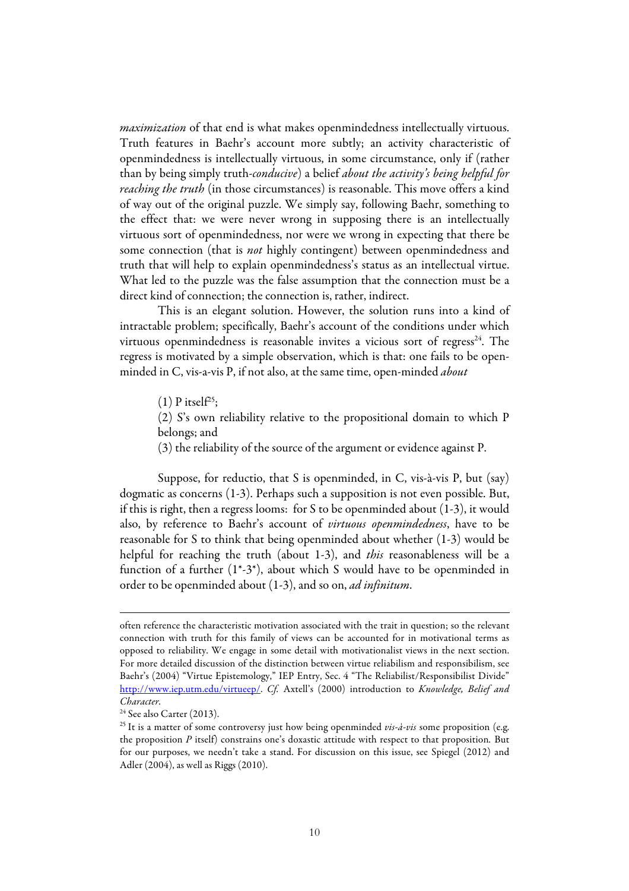*maximization* of that end is what makes openmindedness intellectually virtuous. Truth features in Baehr's account more subtly; an activity characteristic of openmindedness is intellectually virtuous, in some circumstance, only if (rather than by being simply truth-*conducive*) a belief *about the activity's being helpful for reaching the truth* (in those circumstances) is reasonable. This move offers a kind of way out of the original puzzle. We simply say, following Baehr, something to the effect that: we were never wrong in supposing there is an intellectually virtuous sort of openmindedness, nor were we wrong in expecting that there be some connection (that is *not* highly contingent) between openmindedness and truth that will help to explain openmindedness's status as an intellectual virtue. What led to the puzzle was the false assumption that the connection must be a direct kind of connection; the connection is, rather, indirect.

This is an elegant solution. However, the solution runs into a kind of intractable problem; specifically, Baehr's account of the conditions under which virtuous openmindedness is reasonable invites a vicious sort of regress[24]. The regress is motivated by a simple observation, which is that: one fails to be open-minded in C, vis-a-vis P, if not also, at the same time, open-minded *about*

> (1) P itself[25];
>
> (2) S's own reliability relative to the propositional domain to which P belongs; and
>
> (3) the reliability of the source of the argument or evidence against P.

Suppose, for reductio, that S is openminded, in C, vis-à-vis P, but (say) dogmatic as concerns (1-3). Perhaps such a supposition is not even possible. But, if this is right, then a regress looms: for S to be openminded about (1-3), it would also, by reference to Baehr's account of *virtuous openmindedness*, have to be reasonable for S to think that being openminded about whether (1-3) would be helpful for reaching the truth (about 1-3), and *this* reasonableness will be a function of a further (1\*-3\*), about which S would have to be openminded in order to be openminded about (1-3), and so on, *ad infinitum*.

---

often reference the characteristic motivation associated with the trait in question; so the relevant connection with truth for this family of views can be accounted for in motivational terms as opposed to reliability. We engage in some detail with motivationalist views in the next section. For more detailed discussion of the distinction between virtue reliabilism and responsibilism, see Baehr's (2004) "Virtue Epistemology," IEP Entry, Sec. 4 "The Reliabilist/Responsibilist Divide" http://www.iep.utm.edu/virtueep/. *Cf.* Axtell's (2000) introduction to *Knowledge, Belief and Character*.

[24] See also Carter (2013).

[25] It is a matter of some controversy just how being openminded *vis-à-vis* some proposition (e.g. the proposition *P* itself) constrains one's doxastic attitude with respect to that proposition. But for our purposes, we needn't take a stand. For discussion on this issue, see Spiegel (2012) and Adler (2004), as well as Riggs (2010).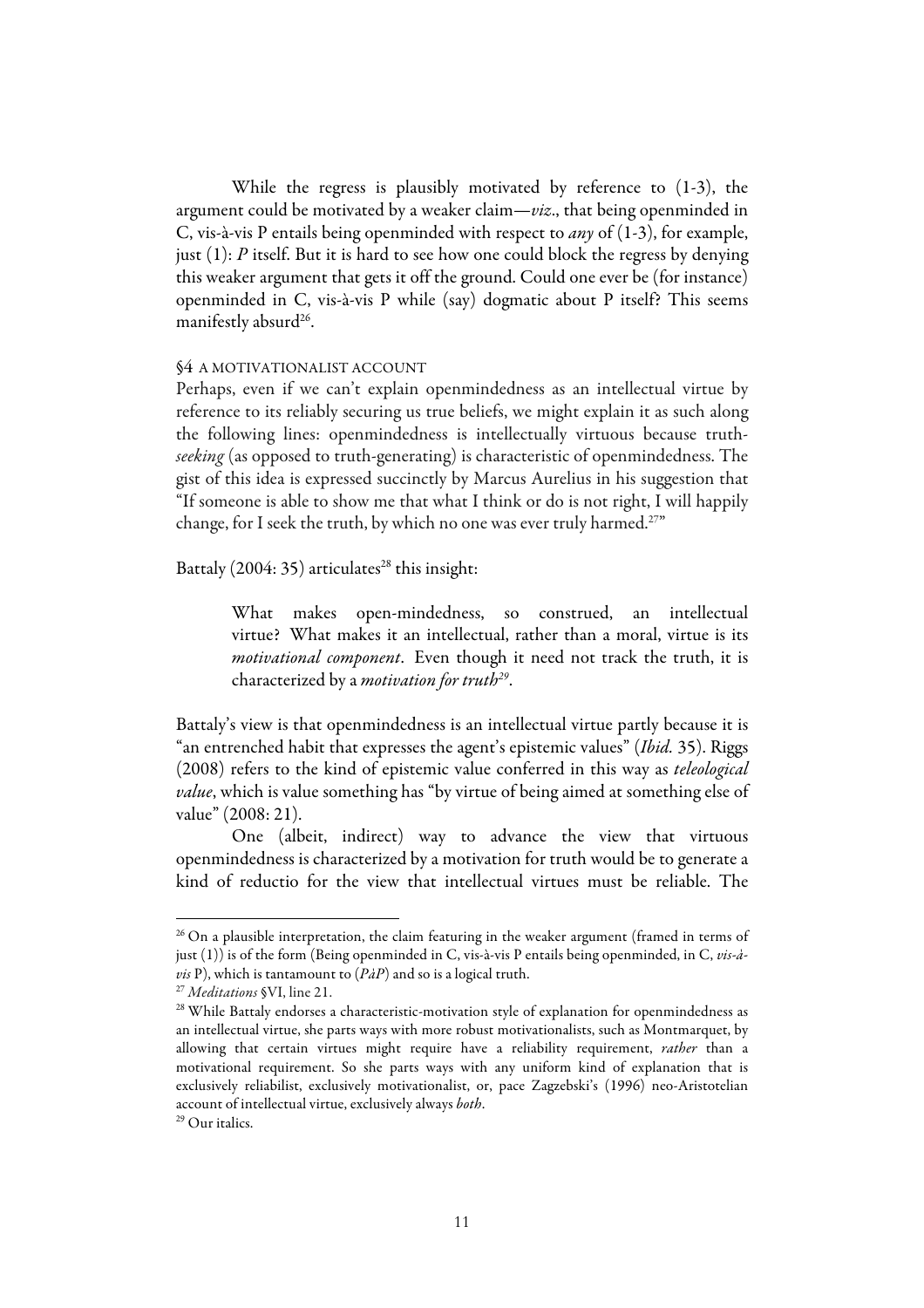While the regress is plausibly motivated by reference to (1-3), the argument could be motivated by a weaker claim—*viz*., that being openminded in C, vis-à-vis P entails being openminded with respect to *any* of (1-3), for example, just (1): *P* itself. But it is hard to see how one could block the regress by denying this weaker argument that gets it off the ground. Could one ever be (for instance) openminded in C, vis-à-vis P while (say) dogmatic about P itself? This seems manifestly absurd[26].

### §4 A MOTIVATIONALIST ACCOUNT

Perhaps, even if we can't explain openmindedness as an intellectual virtue by reference to its reliably securing us true beliefs, we might explain it as such along the following lines: openmindedness is intellectually virtuous because truth-*seeking* (as opposed to truth-generating) is characteristic of openmindedness. The gist of this idea is expressed succinctly by Marcus Aurelius in his suggestion that "If someone is able to show me that what I think or do is not right, I will happily change, for I seek the truth, by which no one was ever truly harmed.[27]"

Battaly (2004: 35) articulates[28] this insight:

> What makes open-mindedness, so construed, an intellectual virtue? What makes it an intellectual, rather than a moral, virtue is its *motivational component*. Even though it need not track the truth, it is characterized by a *motivation for truth*[29].

Battaly's view is that openmindedness is an intellectual virtue partly because it is "an entrenched habit that expresses the agent's epistemic values" (*Ibid.* 35). Riggs (2008) refers to the kind of epistemic value conferred in this way as *teleological value*, which is value something has "by virtue of being aimed at something else of value" (2008: 21).

One (albeit, indirect) way to advance the view that virtuous openmindedness is characterized by a motivation for truth would be to generate a kind of reductio for the view that intellectual virtues must be reliable. The

---

[26] On a plausible interpretation, the claim featuring in the weaker argument (framed in terms of just (1)) is of the form (Being openminded in C, vis-à-vis P entails being openminded, in C, *vis-à-vis* P), which is tantamount to (*PàP*) and so is a logical truth.

[27] *Meditations* §VI, line 21.

[28] While Battaly endorses a characteristic-motivation style of explanation for openmindedness as an intellectual virtue, she parts ways with more robust motivationalists, such as Montmarquet, by allowing that certain virtues might require have a reliability requirement, *rather* than a motivational requirement. So she parts ways with any uniform kind of explanation that is exclusively reliabilist, exclusively motivationalist, or, pace Zagzebski's (1996) neo-Aristotelian account of intellectual virtue, exclusively always *both*.

[29] Our italics.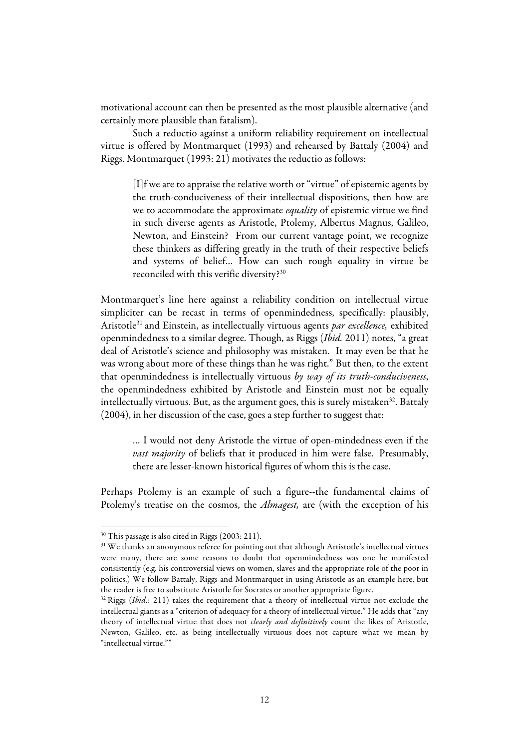motivational account can then be presented as the most plausible alternative (and certainly more plausible than fatalism).

Such a reductio against a uniform reliability requirement on intellectual virtue is offered by Montmarquet (1993) and rehearsed by Battaly (2004) and Riggs. Montmarquet (1993: 21) motivates the reductio as follows:

> [I]f we are to appraise the relative worth or "virtue" of epistemic agents by the truth-conduciveness of their intellectual dispositions, then how are we to accommodate the approximate *equality* of epistemic virtue we find in such diverse agents as Aristotle, Ptolemy, Albertus Magnus, Galileo, Newton, and Einstein? From our current vantage point, we recognize these thinkers as differing greatly in the truth of their respective beliefs and systems of belief... How can such rough equality in virtue be reconciled with this verific diversity?[30]

Montmarquet's line here against a reliability condition on intellectual virtue simpliciter can be recast in terms of openmindedness, specifically: plausibly, Aristotle[31] and Einstein, as intellectually virtuous agents *par excellence,* exhibited openmindedness to a similar degree. Though, as Riggs (*Ibid.* 2011) notes, "a great deal of Aristotle's science and philosophy was mistaken. It may even be that he was wrong about more of these things than he was right." But then, to the extent that openmindedness is intellectually virtuous *by way of its truth-conduciveness*, the openmindedness exhibited by Aristotle and Einstein must not be equally intellectually virtuous. But, as the argument goes, this is surely mistaken[32]. Battaly (2004), in her discussion of the case, goes a step further to suggest that:

> ... I would not deny Aristotle the virtue of open-mindedness even if the *vast majority* of beliefs that it produced in him were false. Presumably, there are lesser-known historical figures of whom this is the case.

Perhaps Ptolemy is an example of such a figure--the fundamental claims of Ptolemy's treatise on the cosmos, the *Almagest,* are (with the exception of his

---

[30] This passage is also cited in Riggs (2003: 211).

[31] We thanks an anonymous referee for pointing out that although Artistotle's intellectual virtues were many, there are some reasons to doubt that openmindedness was one he manifested consistently (e.g. his controversial views on women, slaves and the appropriate role of the poor in politics.) We follow Battaly, Riggs and Montmarquet in using Aristotle as an example here, but the reader is free to substitute Aristotle for Socrates or another appropriate figure.

[32] Riggs (*Ibid.*: 211) takes the requirement that a theory of intellectual virtue not exclude the intellectual giants as a "criterion of adequacy for a theory of intellectual virtue." He adds that "any theory of intellectual virtue that does not *clearly and definitively* count the likes of Aristotle, Newton, Galileo, etc. as being intellectually virtuous does not capture what we mean by "intellectual virtue.""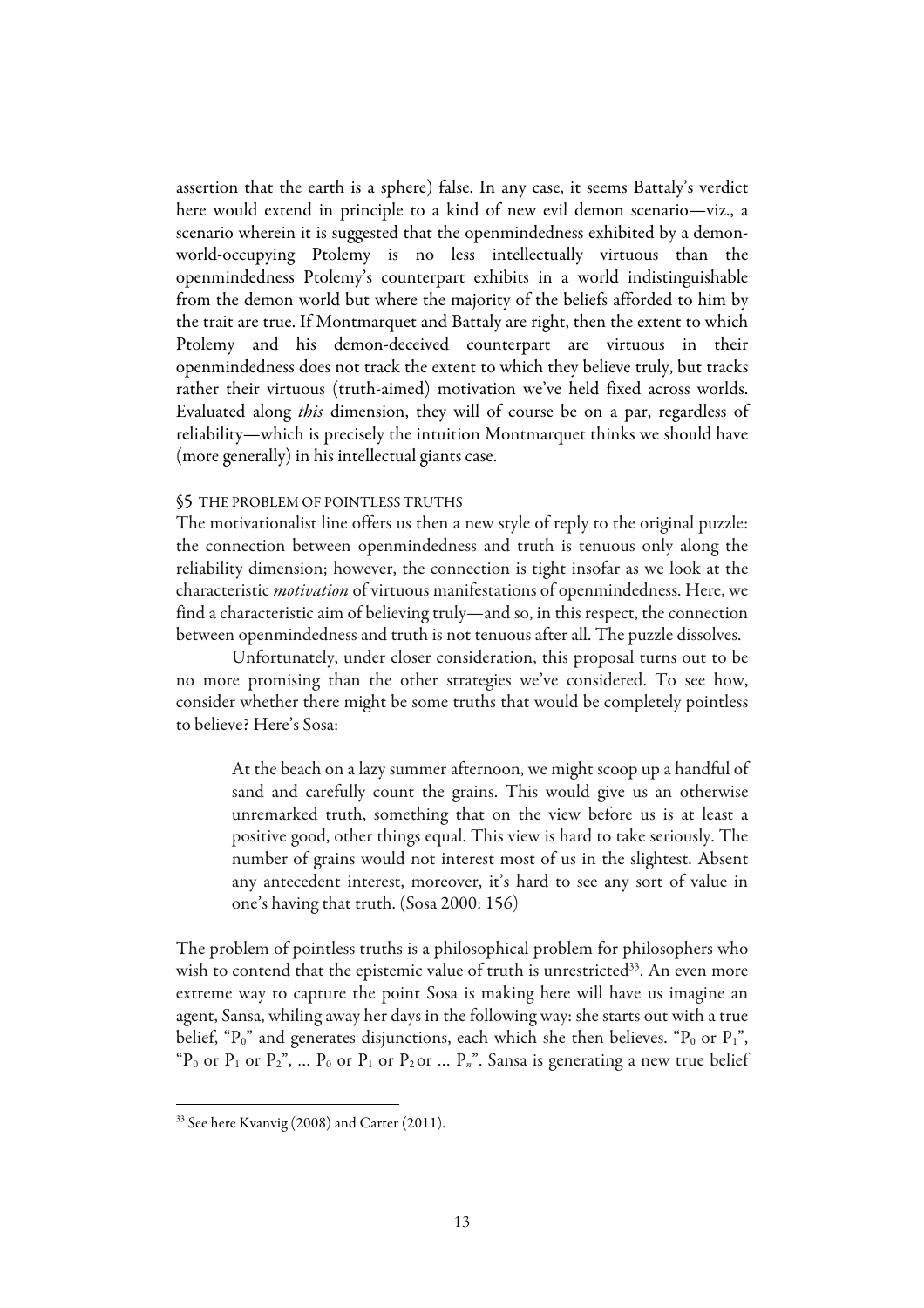assertion that the earth is a sphere) false. In any case, it seems Battaly's verdict here would extend in principle to a kind of new evil demon scenario—viz., a scenario wherein it is suggested that the openmindedness exhibited by a demon-world-occupying Ptolemy is no less intellectually virtuous than the openmindedness Ptolemy's counterpart exhibits in a world indistinguishable from the demon world but where the majority of the beliefs afforded to him by the trait are true. If Montmarquet and Battaly are right, then the extent to which Ptolemy and his demon-deceived counterpart are virtuous in their openmindedness does not track the extent to which they believe truly, but tracks rather their virtuous (truth-aimed) motivation we've held fixed across worlds. Evaluated along *this* dimension, they will of course be on a par, regardless of reliability—which is precisely the intuition Montmarquet thinks we should have (more generally) in his intellectual giants case.

## §5 THE PROBLEM OF POINTLESS TRUTHS

The motivationalist line offers us then a new style of reply to the original puzzle: the connection between openmindedness and truth is tenuous only along the reliability dimension; however, the connection is tight insofar as we look at the characteristic *motivation* of virtuous manifestations of openmindedness. Here, we find a characteristic aim of believing truly—and so, in this respect, the connection between openmindedness and truth is not tenuous after all. The puzzle dissolves.

Unfortunately, under closer consideration, this proposal turns out to be no more promising than the other strategies we've considered. To see how, consider whether there might be some truths that would be completely pointless to believe? Here's Sosa:

> At the beach on a lazy summer afternoon, we might scoop up a handful of sand and carefully count the grains. This would give us an otherwise unremarked truth, something that on the view before us is at least a positive good, other things equal. This view is hard to take seriously. The number of grains would not interest most of us in the slightest. Absent any antecedent interest, moreover, it's hard to see any sort of value in one's having that truth. (Sosa 2000: 156)

The problem of pointless truths is a philosophical problem for philosophers who wish to contend that the epistemic value of truth is unrestricted[33]. An even more extreme way to capture the point Sosa is making here will have us imagine an agent, Sansa, whiling away her days in the following way: she starts out with a true belief, "$P_0$" and generates disjunctions, each which she then believes. "$P_0$ or $P_1$", "$P_0$ or $P_1$ or $P_2$", ... $P_0$ or $P_1$ or $P_2$ or ... $P_n$". Sansa is generating a new true belief

[33] See here Kvanvig (2008) and Carter (2011).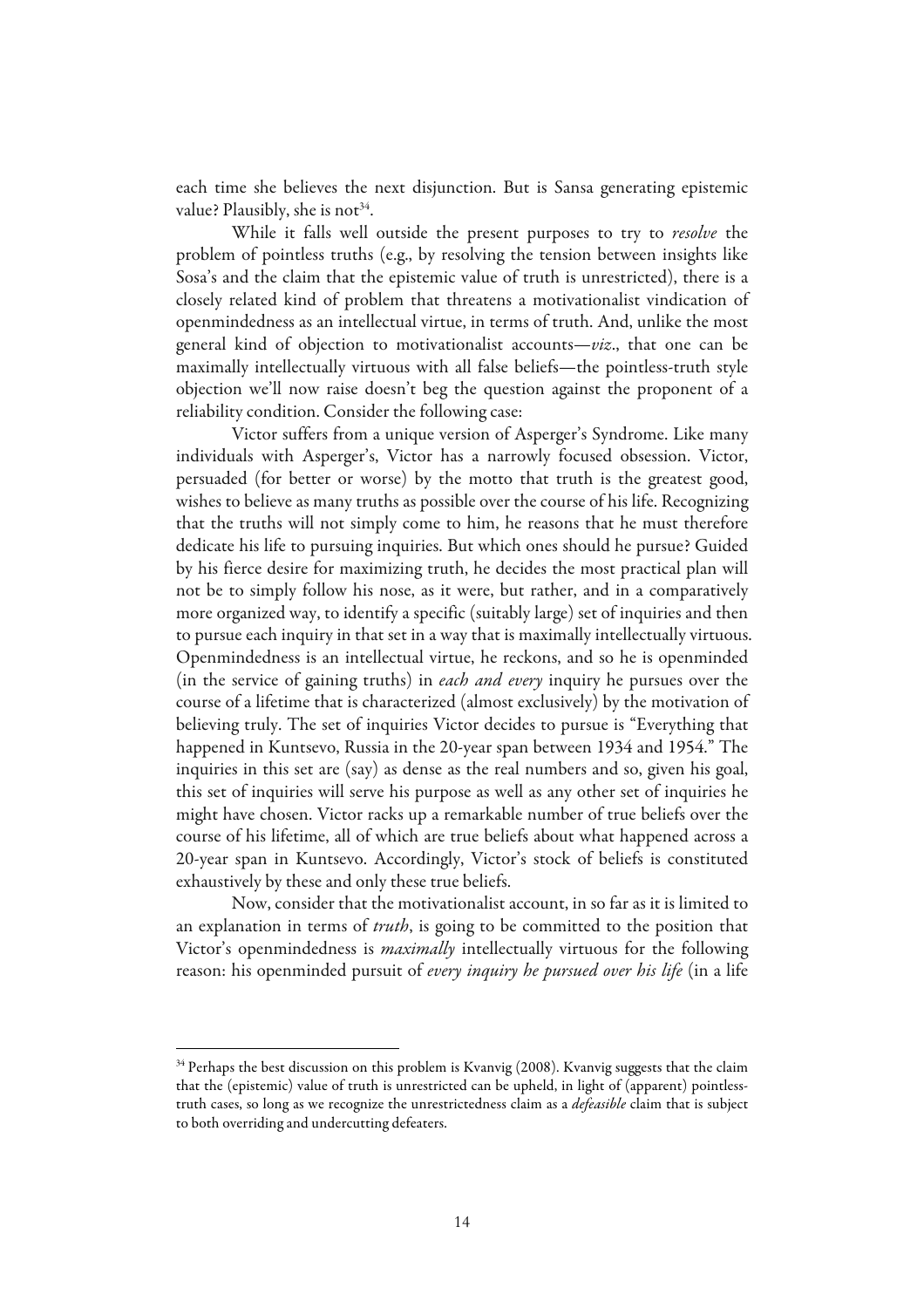each time she believes the next disjunction. But is Sansa generating epistemic value? Plausibly, she is not[34].

While it falls well outside the present purposes to try to *resolve* the problem of pointless truths (e.g., by resolving the tension between insights like Sosa's and the claim that the epistemic value of truth is unrestricted), there is a closely related kind of problem that threatens a motivationalist vindication of openmindedness as an intellectual virtue, in terms of truth. And, unlike the most general kind of objection to motivationalist accounts—*viz*., that one can be maximally intellectually virtuous with all false beliefs—the pointless-truth style objection we'll now raise doesn't beg the question against the proponent of a reliability condition. Consider the following case:

Victor suffers from a unique version of Asperger's Syndrome. Like many individuals with Asperger's, Victor has a narrowly focused obsession. Victor, persuaded (for better or worse) by the motto that truth is the greatest good, wishes to believe as many truths as possible over the course of his life. Recognizing that the truths will not simply come to him, he reasons that he must therefore dedicate his life to pursuing inquiries. But which ones should he pursue? Guided by his fierce desire for maximizing truth, he decides the most practical plan will not be to simply follow his nose, as it were, but rather, and in a comparatively more organized way, to identify a specific (suitably large) set of inquiries and then to pursue each inquiry in that set in a way that is maximally intellectually virtuous. Openmindedness is an intellectual virtue, he reckons, and so he is openminded (in the service of gaining truths) in *each and every* inquiry he pursues over the course of a lifetime that is characterized (almost exclusively) by the motivation of believing truly. The set of inquiries Victor decides to pursue is "Everything that happened in Kuntsevo, Russia in the 20-year span between 1934 and 1954." The inquiries in this set are (say) as dense as the real numbers and so, given his goal, this set of inquiries will serve his purpose as well as any other set of inquiries he might have chosen. Victor racks up a remarkable number of true beliefs over the course of his lifetime, all of which are true beliefs about what happened across a 20-year span in Kuntsevo. Accordingly, Victor's stock of beliefs is constituted exhaustively by these and only these true beliefs.

Now, consider that the motivationalist account, in so far as it is limited to an explanation in terms of *truth*, is going to be committed to the position that Victor's openmindedness is *maximally* intellectually virtuous for the following reason: his openminded pursuit of *every inquiry he pursued over his life* (in a life

[34] Perhaps the best discussion on this problem is Kvanvig (2008). Kvanvig suggests that the claim that the (epistemic) value of truth is unrestricted can be upheld, in light of (apparent) pointless-truth cases, so long as we recognize the unrestrictedness claim as a *defeasible* claim that is subject to both overriding and undercutting defeaters.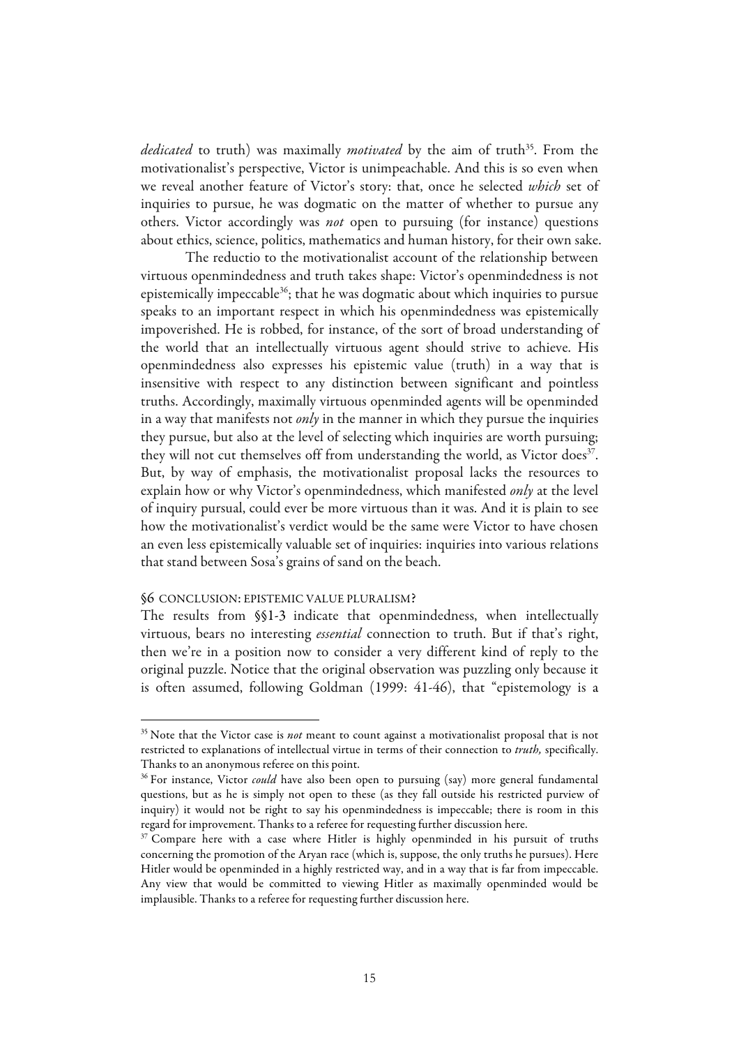*dedicated* to truth) was maximally *motivated* by the aim of truth[35]. From the motivationalist's perspective, Victor is unimpeachable. And this is so even when we reveal another feature of Victor's story: that, once he selected *which* set of inquiries to pursue, he was dogmatic on the matter of whether to pursue any others. Victor accordingly was *not* open to pursuing (for instance) questions about ethics, science, politics, mathematics and human history, for their own sake.

The reductio to the motivationalist account of the relationship between virtuous openmindedness and truth takes shape: Victor's openmindedness is not epistemically impeccable[36]; that he was dogmatic about which inquiries to pursue speaks to an important respect in which his openmindedness was epistemically impoverished. He is robbed, for instance, of the sort of broad understanding of the world that an intellectually virtuous agent should strive to achieve. His openmindedness also expresses his epistemic value (truth) in a way that is insensitive with respect to any distinction between significant and pointless truths. Accordingly, maximally virtuous openminded agents will be openminded in a way that manifests not *only* in the manner in which they pursue the inquiries they pursue, but also at the level of selecting which inquiries are worth pursuing; they will not cut themselves off from understanding the world, as Victor does[37]. But, by way of emphasis, the motivationalist proposal lacks the resources to explain how or why Victor's openmindedness, which manifested *only* at the level of inquiry pursual, could ever be more virtuous than it was. And it is plain to see how the motivationalist's verdict would be the same were Victor to have chosen an even less epistemically valuable set of inquiries: inquiries into various relations that stand between Sosa's grains of sand on the beach.

## §6 CONCLUSION: EPISTEMIC VALUE PLURALISM?

The results from §§1-3 indicate that openmindedness, when intellectually virtuous, bears no interesting *essential* connection to truth. But if that's right, then we're in a position now to consider a very different kind of reply to the original puzzle. Notice that the original observation was puzzling only because it is often assumed, following Goldman (1999: 41-46), that "epistemology is a

---

[35] Note that the Victor case is *not* meant to count against a motivationalist proposal that is not restricted to explanations of intellectual virtue in terms of their connection to *truth,* specifically. Thanks to an anonymous referee on this point.

[36] For instance, Victor *could* have also been open to pursuing (say) more general fundamental questions, but as he is simply not open to these (as they fall outside his restricted purview of inquiry) it would not be right to say his openmindedness is impeccable; there is room in this regard for improvement. Thanks to a referee for requesting further discussion here.

[37] Compare here with a case where Hitler is highly openminded in his pursuit of truths concerning the promotion of the Aryan race (which is, suppose, the only truths he pursues). Here Hitler would be openminded in a highly restricted way, and in a way that is far from impeccable. Any view that would be committed to viewing Hitler as maximally openminded would be implausible. Thanks to a referee for requesting further discussion here.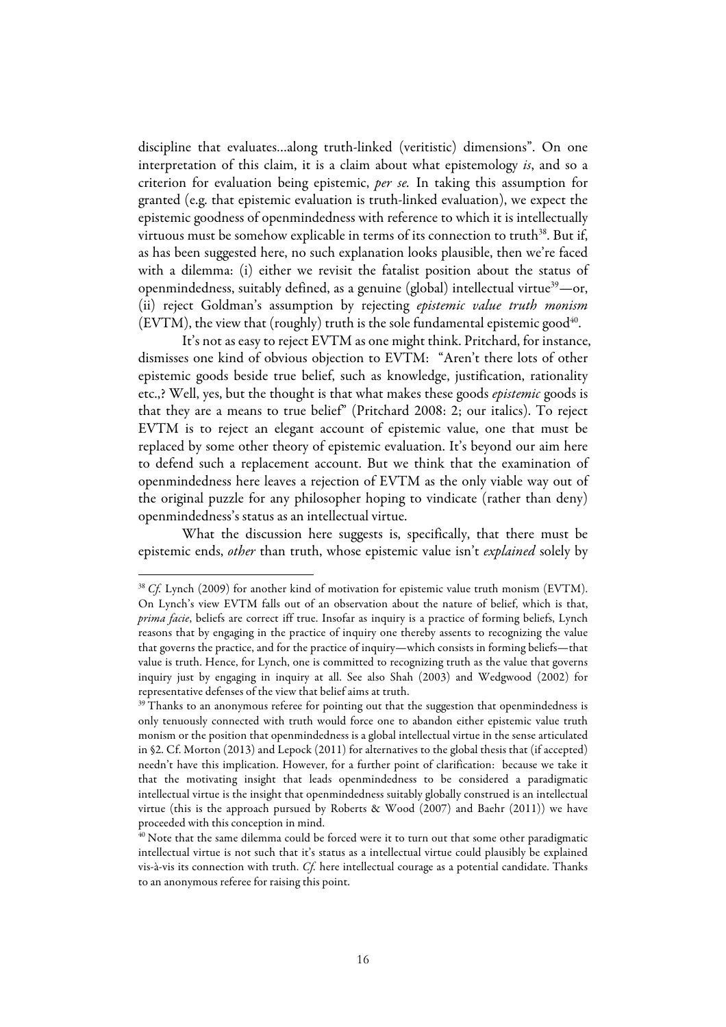discipline that evaluates…along truth-linked (veritistic) dimensions". On one interpretation of this claim, it is a claim about what epistemology *is*, and so a criterion for evaluation being epistemic, *per se.* In taking this assumption for granted (e.g. that epistemic evaluation is truth-linked evaluation), we expect the epistemic goodness of openmindedness with reference to which it is intellectually virtuous must be somehow explicable in terms of its connection to truth[38]. But if, as has been suggested here, no such explanation looks plausible, then we're faced with a dilemma: (i) either we revisit the fatalist position about the status of openmindedness, suitably defined, as a genuine (global) intellectual virtue[39]—or, (ii) reject Goldman's assumption by rejecting *epistemic value truth monism* (EVTM), the view that (roughly) truth is the sole fundamental epistemic good[40].

It's not as easy to reject EVTM as one might think. Pritchard, for instance, dismisses one kind of obvious objection to EVTM: "Aren't there lots of other epistemic goods beside true belief, such as knowledge, justification, rationality etc.,? Well, yes, but the thought is that what makes these goods *epistemic* goods is that they are a means to true belief" (Pritchard 2008: 2; our italics). To reject EVTM is to reject an elegant account of epistemic value, one that must be replaced by some other theory of epistemic evaluation. It's beyond our aim here to defend such a replacement account. But we think that the examination of openmindedness here leaves a rejection of EVTM as the only viable way out of the original puzzle for any philosopher hoping to vindicate (rather than deny) openmindedness's status as an intellectual virtue.

What the discussion here suggests is, specifically, that there must be epistemic ends, *other* than truth, whose epistemic value isn't *explained* solely by

---

[38] *Cf.* Lynch (2009) for another kind of motivation for epistemic value truth monism (EVTM). On Lynch's view EVTM falls out of an observation about the nature of belief, which is that, *prima facie*, beliefs are correct iff true. Insofar as inquiry is a practice of forming beliefs, Lynch reasons that by engaging in the practice of inquiry one thereby assents to recognizing the value that governs the practice, and for the practice of inquiry—which consists in forming beliefs—that value is truth. Hence, for Lynch, one is committed to recognizing truth as the value that governs inquiry just by engaging in inquiry at all. See also Shah (2003) and Wedgwood (2002) for representative defenses of the view that belief aims at truth.

[39] Thanks to an anonymous referee for pointing out that the suggestion that openmindedness is only tenuously connected with truth would force one to abandon either epistemic value truth monism or the position that openmindedness is a global intellectual virtue in the sense articulated in §2. Cf. Morton (2013) and Lepock (2011) for alternatives to the global thesis that (if accepted) needn't have this implication. However, for a further point of clarification: because we take it that the motivating insight that leads openmindedness to be considered a paradigmatic intellectual virtue is the insight that openmindedness suitably globally construed is an intellectual virtue (this is the approach pursued by Roberts & Wood (2007) and Baehr (2011)) we have proceeded with this conception in mind.

[40] Note that the same dilemma could be forced were it to turn out that some other paradigmatic intellectual virtue is not such that it's status as a intellectual virtue could plausibly be explained vis-à-vis its connection with truth. *Cf.* here intellectual courage as a potential candidate. Thanks to an anonymous referee for raising this point.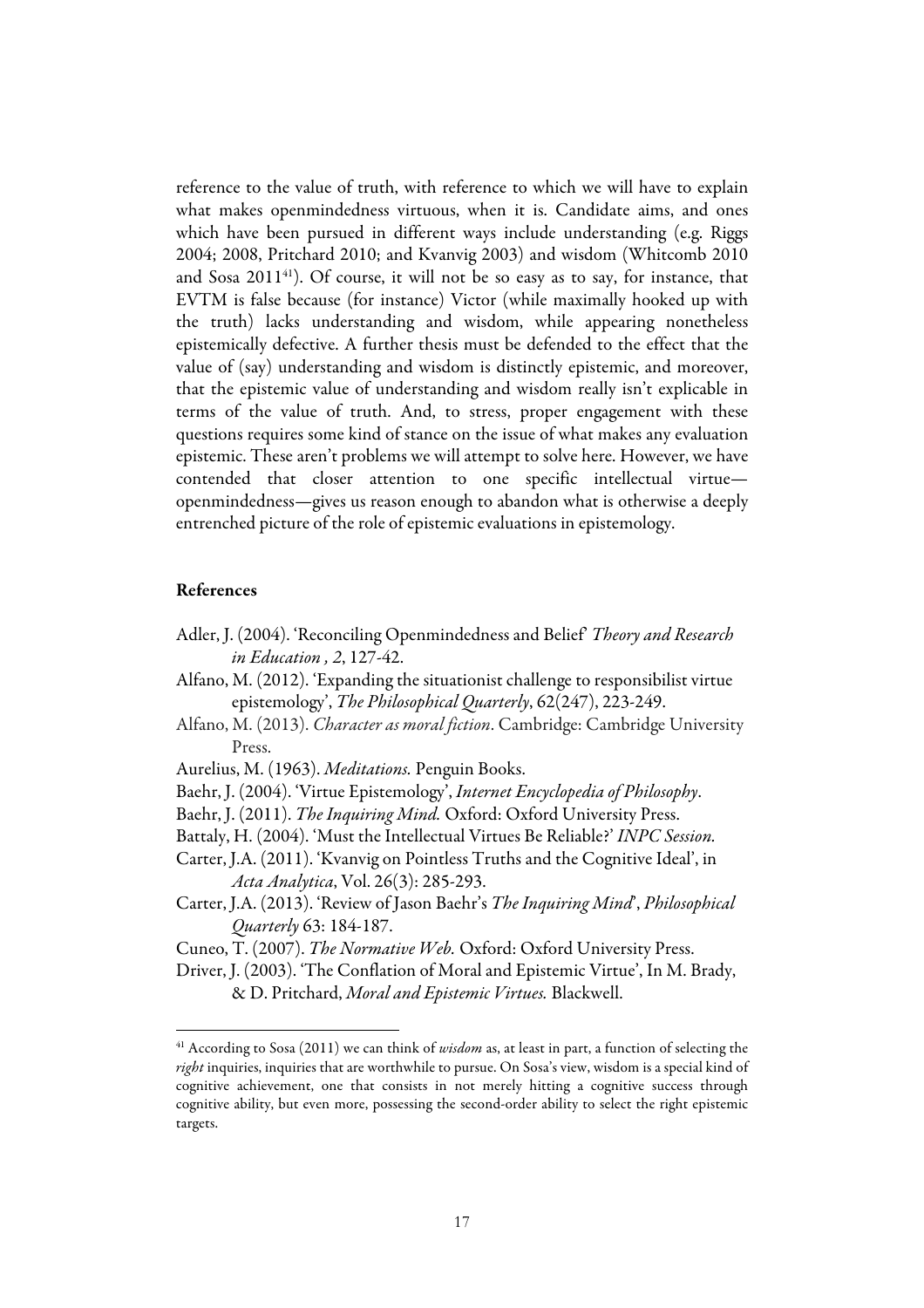reference to the value of truth, with reference to which we will have to explain what makes openmindedness virtuous, when it is. Candidate aims, and ones which have been pursued in different ways include understanding (e.g. Riggs 2004; 2008, Pritchard 2010; and Kvanvig 2003) and wisdom (Whitcomb 2010 and Sosa 2011[41]). Of course, it will not be so easy as to say, for instance, that EVTM is false because (for instance) Victor (while maximally hooked up with the truth) lacks understanding and wisdom, while appearing nonetheless epistemically defective. A further thesis must be defended to the effect that the value of (say) understanding and wisdom is distinctly epistemic, and moreover, that the epistemic value of understanding and wisdom really isn't explicable in terms of the value of truth. And, to stress, proper engagement with these questions requires some kind of stance on the issue of what makes any evaluation epistemic. These aren't problems we will attempt to solve here. However, we have contended that closer attention to one specific intellectual virtue—openmindedness—gives us reason enough to abandon what is otherwise a deeply entrenched picture of the role of epistemic evaluations in epistemology.

## References

Adler, J. (2004). 'Reconciling Openmindedness and Belief' *Theory and Research in Education , 2*, 127-42.

Alfano, M. (2012). 'Expanding the situationist challenge to responsibilist virtue epistemology', *The Philosophical Quarterly*, 62(247), 223-249.

Alfano, M. (2013). *Character as moral fiction*. Cambridge: Cambridge University Press.

Aurelius, M. (1963). *Meditations.* Penguin Books.

Baehr, J. (2004). 'Virtue Epistemology', *Internet Encyclopedia of Philosophy*.

Baehr, J. (2011). *The Inquiring Mind.* Oxford: Oxford University Press.

Battaly, H. (2004). 'Must the Intellectual Virtues Be Reliable?' *INPC Session.*

Carter, J.A. (2011). 'Kvanvig on Pointless Truths and the Cognitive Ideal', in *Acta Analytica*, Vol. 26(3): 285-293.

Carter, J.A. (2013). 'Review of Jason Baehr's *The Inquiring Mind*', *Philosophical Quarterly* 63: 184-187.

Cuneo, T. (2007). *The Normative Web.* Oxford: Oxford University Press.

Driver, J. (2003). 'The Conflation of Moral and Epistemic Virtue', In M. Brady, & D. Pritchard, *Moral and Epistemic Virtues.* Blackwell.

---

[41] According to Sosa (2011) we can think of *wisdom* as, at least in part, a function of selecting the *right* inquiries, inquiries that are worthwhile to pursue. On Sosa's view, wisdom is a special kind of cognitive achievement, one that consists in not merely hitting a cognitive success through cognitive ability, but even more, possessing the second-order ability to select the right epistemic targets.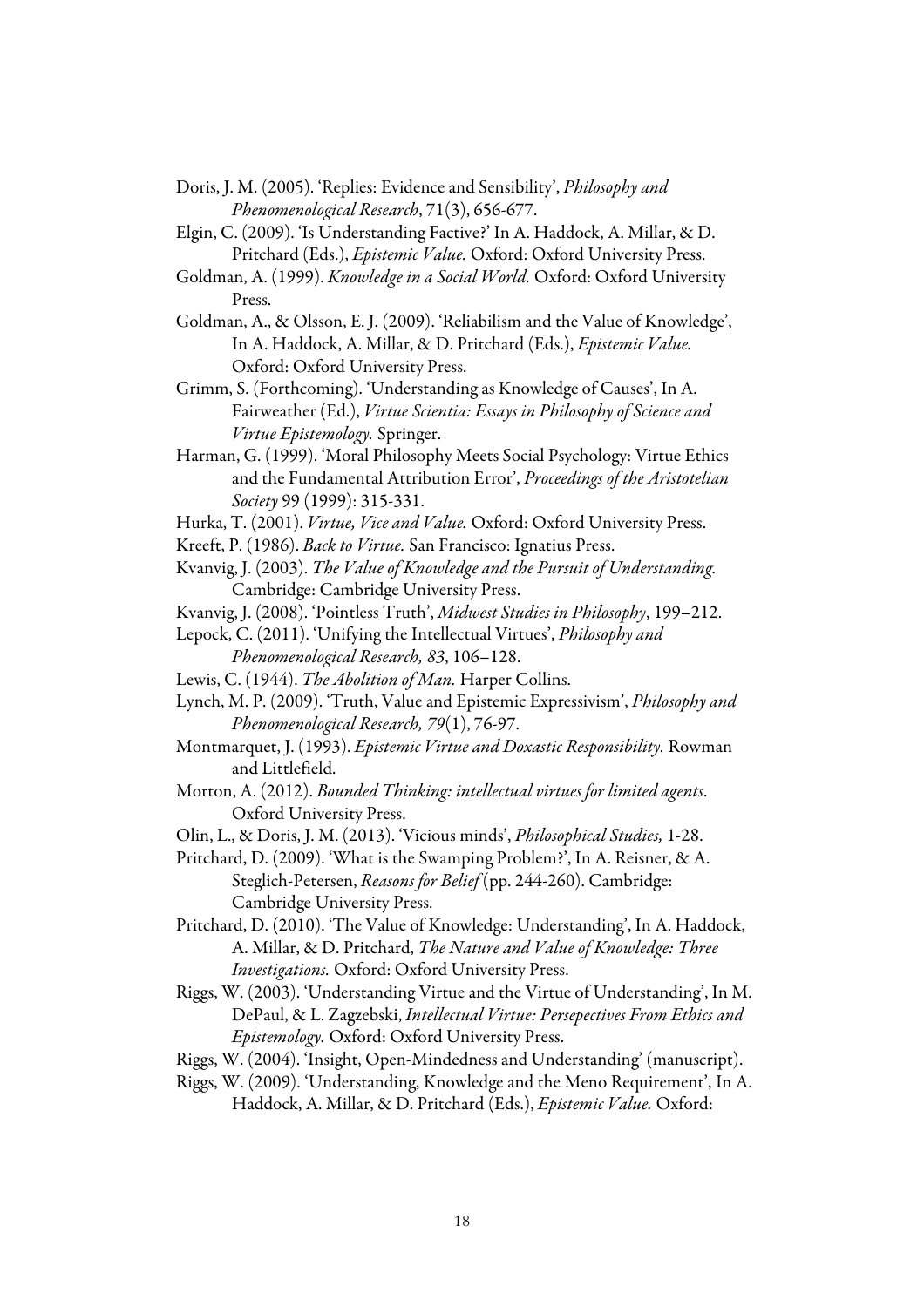Doris, J. M. (2005). 'Replies: Evidence and Sensibility', *Philosophy and Phenomenological Research*, 71(3), 656-677.

Elgin, C. (2009). 'Is Understanding Factive?' In A. Haddock, A. Millar, & D. Pritchard (Eds.), *Epistemic Value.* Oxford: Oxford University Press.

Goldman, A. (1999). *Knowledge in a Social World.* Oxford: Oxford University Press.

Goldman, A., & Olsson, E. J. (2009). 'Reliabilism and the Value of Knowledge', In A. Haddock, A. Millar, & D. Pritchard (Eds.), *Epistemic Value.* Oxford: Oxford University Press.

Grimm, S. (Forthcoming). 'Understanding as Knowledge of Causes', In A. Fairweather (Ed.), *Virtue Scientia: Essays in Philosophy of Science and Virtue Epistemology.* Springer.

Harman, G. (1999). 'Moral Philosophy Meets Social Psychology: Virtue Ethics and the Fundamental Attribution Error', *Proceedings of the Aristotelian Society* 99 (1999): 315-331.

Hurka, T. (2001). *Virtue, Vice and Value.* Oxford: Oxford University Press.

Kreeft, P. (1986). *Back to Virtue.* San Francisco: Ignatius Press.

Kvanvig, J. (2003). *The Value of Knowledge and the Pursuit of Understanding.* Cambridge: Cambridge University Press.

Kvanvig, J. (2008). 'Pointless Truth', *Midwest Studies in Philosophy*, 199–212.

Lepock, C. (2011). 'Unifying the Intellectual Virtues', *Philosophy and Phenomenological Research, 83*, 106–128.

Lewis, C. (1944). *The Abolition of Man.* Harper Collins.

Lynch, M. P. (2009). 'Truth, Value and Epistemic Expressivism', *Philosophy and Phenomenological Research, 79*(1), 76-97.

Montmarquet, J. (1993). *Epistemic Virtue and Doxastic Responsibility.* Rowman and Littlefield.

Morton, A. (2012). *Bounded Thinking: intellectual virtues for limited agents*. Oxford University Press.

Olin, L., & Doris, J. M. (2013). 'Vicious minds', *Philosophical Studies,* 1-28.

Pritchard, D. (2009). 'What is the Swamping Problem?', In A. Reisner, & A. Steglich-Petersen, *Reasons for Belief* (pp. 244-260). Cambridge: Cambridge University Press.

Pritchard, D. (2010). 'The Value of Knowledge: Understanding', In A. Haddock, A. Millar, & D. Pritchard, *The Nature and Value of Knowledge: Three Investigations.* Oxford: Oxford University Press.

Riggs, W. (2003). 'Understanding Virtue and the Virtue of Understanding', In M. DePaul, & L. Zagzebski, *Intellectual Virtue: Persepectives From Ethics and Epistemology.* Oxford: Oxford University Press.

Riggs, W. (2004). 'Insight, Open-Mindedness and Understanding' (manuscript).

Riggs, W. (2009). 'Understanding, Knowledge and the Meno Requirement', In A. Haddock, A. Millar, & D. Pritchard (Eds.), *Epistemic Value.* Oxford: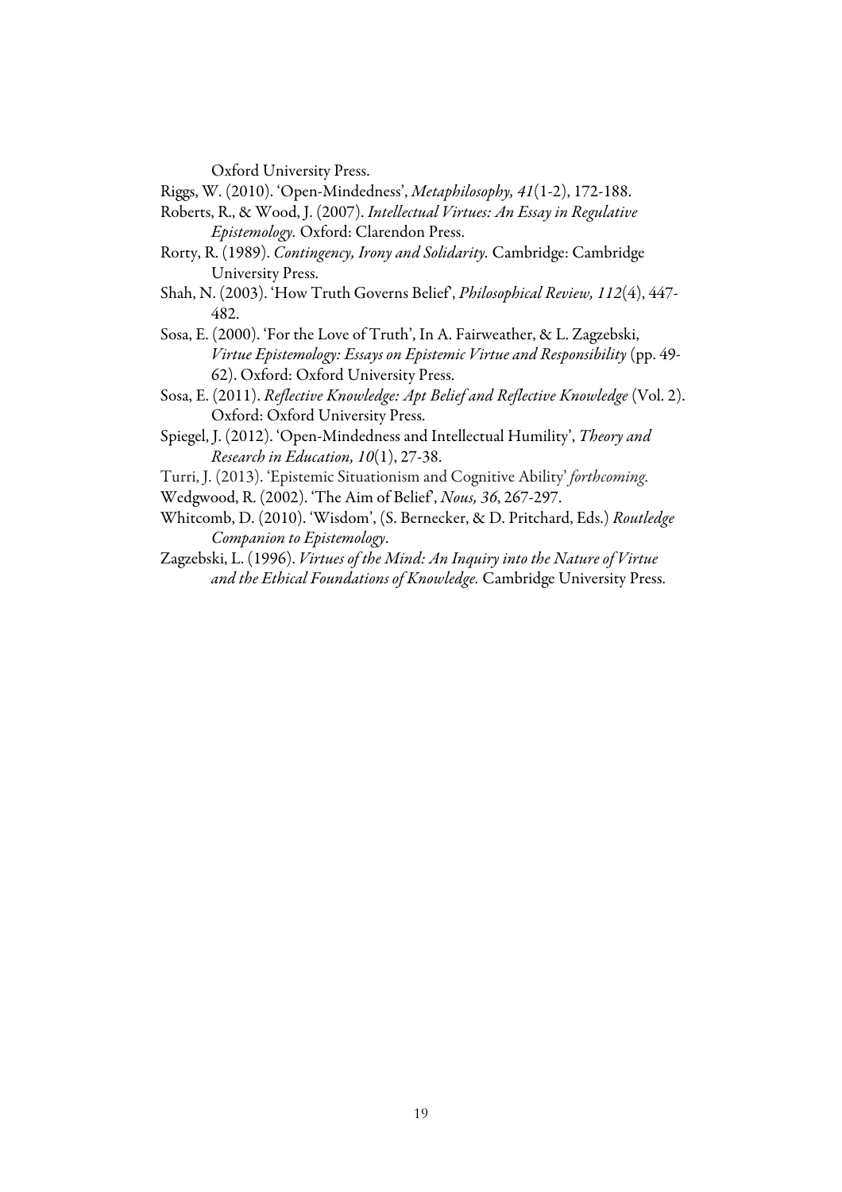Oxford University Press.

Riggs, W. (2010). 'Open-Mindedness', *Metaphilosophy, 41*(1-2), 172-188.

Roberts, R., & Wood, J. (2007). *Intellectual Virtues: An Essay in Regulative Epistemology.* Oxford: Clarendon Press.

Rorty, R. (1989). *Contingency, Irony and Solidarity.* Cambridge: Cambridge University Press.

Shah, N. (2003). 'How Truth Governs Belief', *Philosophical Review, 112*(4), 447-482.

Sosa, E. (2000). 'For the Love of Truth', In A. Fairweather, & L. Zagzebski, *Virtue Epistemology: Essays on Epistemic Virtue and Responsibility* (pp. 49-62). Oxford: Oxford University Press.

Sosa, E. (2011). *Reflective Knowledge: Apt Belief and Reflective Knowledge* (Vol. 2). Oxford: Oxford University Press.

Spiegel, J. (2012). 'Open-Mindedness and Intellectual Humility', *Theory and Research in Education, 10*(1), 27-38.

Turri, J. (2013). 'Epistemic Situationism and Cognitive Ability' *forthcoming.*

Wedgwood, R. (2002). 'The Aim of Belief', *Nous, 36*, 267-297.

Whitcomb, D. (2010). 'Wisdom', (S. Bernecker, & D. Pritchard, Eds.) *Routledge Companion to Epistemology*.

Zagzebski, L. (1996). *Virtues of the Mind: An Inquiry into the Nature of Virtue and the Ethical Foundations of Knowledge.* Cambridge University Press.